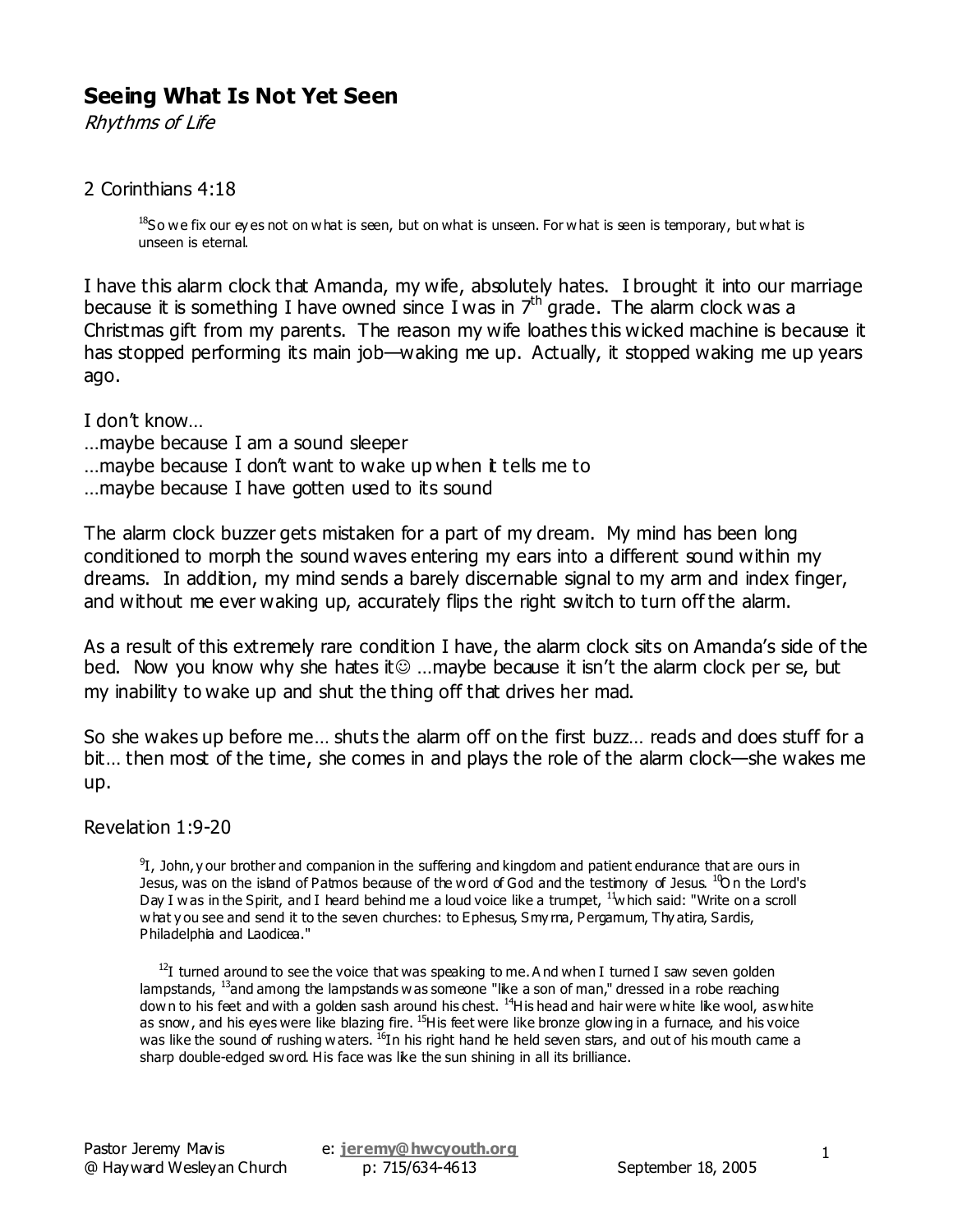## Seeing What Is Not Yet Seen

*Rhythms of Life*

2 Corinthians 4:18

> [18]So we fix our eyes not on what is seen, but on what is unseen. For what is seen is temporary, but what is unseen is eternal.

I have this alarm clock that Amanda, my wife, absolutely hates. I brought it into our marriage because it is something I have owned since I was in 7th grade. The alarm clock was a Christmas gift from my parents. The reason my wife loathes this wicked machine is because it has stopped performing its main job—waking me up. Actually, it stopped waking me up years ago.

I don't know…
…maybe because I am a sound sleeper
…maybe because I don't want to wake up when it tells me to
…maybe because I have gotten used to its sound

The alarm clock buzzer gets mistaken for a part of my dream. My mind has been long conditioned to morph the sound waves entering my ears into a different sound within my dreams. In addition, my mind sends a barely discernable signal to my arm and index finger, and without me ever waking up, accurately flips the right switch to turn off the alarm.

As a result of this extremely rare condition I have, the alarm clock sits on Amanda's side of the bed. Now you know why she hates it☺ …maybe because it isn't the alarm clock per se, but my inability to wake up and shut the thing off that drives her mad.

So she wakes up before me… shuts the alarm off on the first buzz… reads and does stuff for a bit… then most of the time, she comes in and plays the role of the alarm clock—she wakes me up.

Revelation 1:9-20

> [9]I, John, your brother and companion in the suffering and kingdom and patient endurance that are ours in Jesus, was on the island of Patmos because of the word of God and the testimony of Jesus. [10]On the Lord's Day I was in the Spirit, and I heard behind me a loud voice like a trumpet, [11]which said: "Write on a scroll what you see and send it to the seven churches: to Ephesus, Smyrna, Pergamum, Thyatira, Sardis, Philadelphia and Laodicea."
>
> [12]I turned around to see the voice that was speaking to me. And when I turned I saw seven golden lampstands, [13]and among the lampstands was someone "like a son of man," dressed in a robe reaching down to his feet and with a golden sash around his chest. [14]His head and hair were white like wool, as white as snow, and his eyes were like blazing fire. [15]His feet were like bronze glowing in a furnace, and his voice was like the sound of rushing waters. [16]In his right hand he held seven stars, and out of his mouth came a sharp double-edged sword. His face was like the sun shining in all its brilliance.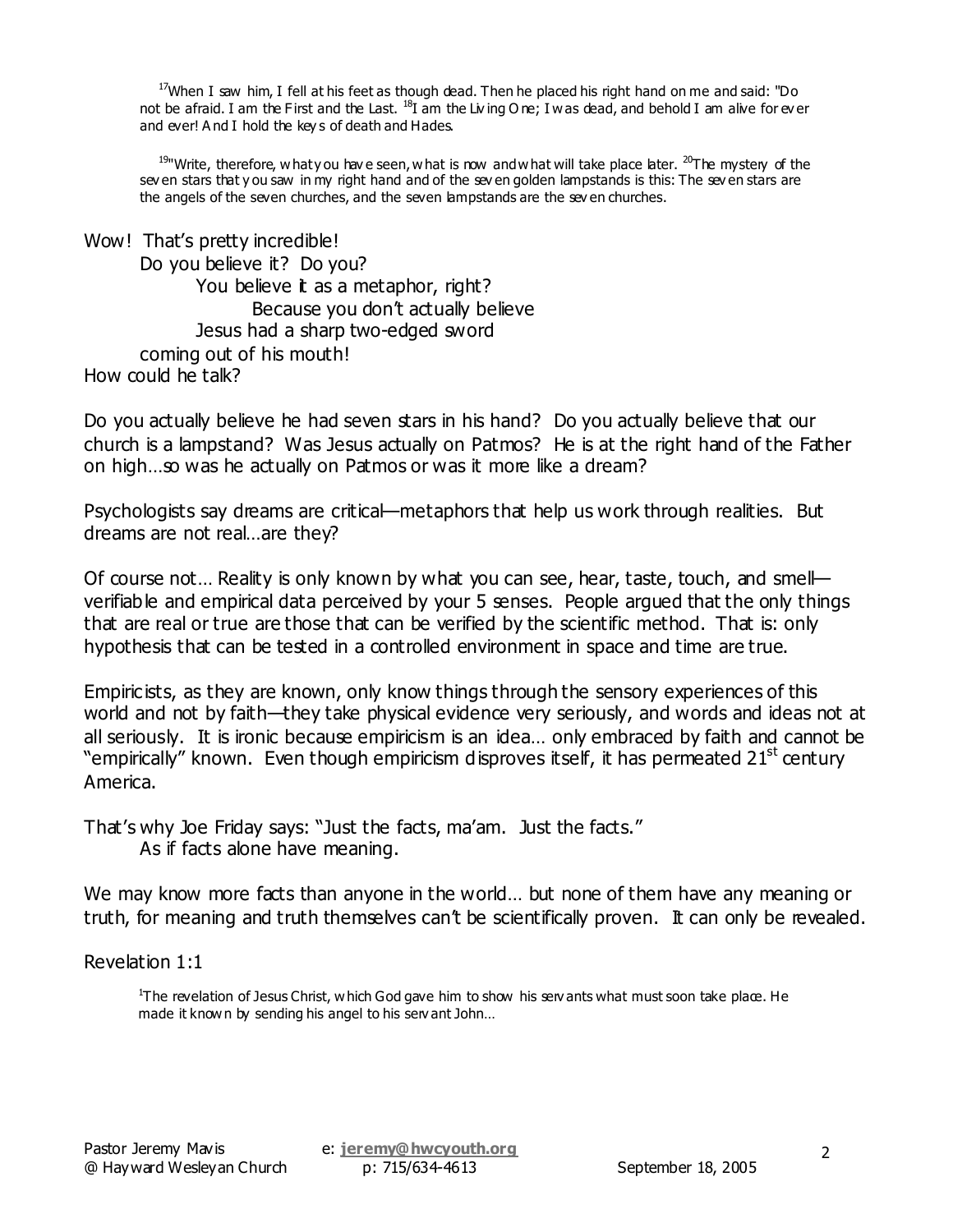> [17]When I saw him, I fell at his feet as though dead. Then he placed his right hand on me and said: "Do not be afraid. I am the First and the Last. [18]I am the Living One; I was dead, and behold I am alive for ever and ever! And I hold the keys of death and Hades.
>
> [19]"Write, therefore, what you have seen, what is now and what will take place later. [20]The mystery of the seven stars that you saw in my right hand and of the seven golden lampstands is this: The seven stars are the angels of the seven churches, and the seven lampstands are the seven churches.

Wow! That's pretty incredible!
Do you believe it? Do you?
You believe it as a metaphor, right?
Because you don't actually believe
Jesus had a sharp two-edged sword
coming out of his mouth!
How could he talk?

Do you actually believe he had seven stars in his hand? Do you actually believe that our church is a lampstand? Was Jesus actually on Patmos? He is at the right hand of the Father on high…so was he actually on Patmos or was it more like a dream?

Psychologists say dreams are critical—metaphors that help us work through realities. But dreams are not real…are they?

Of course not… Reality is only known by what you can see, hear, taste, touch, and smell—verifiable and empirical data perceived by your 5 senses. People argued that the only things that are real or true are those that can be verified by the scientific method. That is: only hypothesis that can be tested in a controlled environment in space and time are true.

Empiricists, as they are known, only know things through the sensory experiences of this world and not by faith—they take physical evidence very seriously, and words and ideas not at all seriously. It is ironic because empiricism is an idea… only embraced by faith and cannot be "empirically" known. Even though empiricism disproves itself, it has permeated 21st century America.

That's why Joe Friday says: "Just the facts, ma'am. Just the facts."
As if facts alone have meaning.

We may know more facts than anyone in the world… but none of them have any meaning or truth, for meaning and truth themselves can't be scientifically proven. It can only be revealed.

Revelation 1:1

> [1]The revelation of Jesus Christ, which God gave him to show his servants what must soon take place. He made it known by sending his angel to his servant John…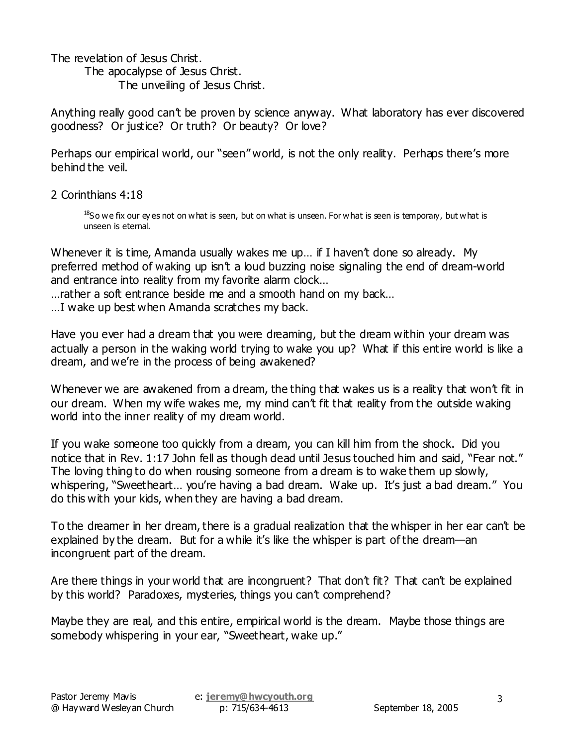The revelation of Jesus Christ.
 The apocalypse of Jesus Christ.
 The unveiling of Jesus Christ.

Anything really good can't be proven by science anyway. What laboratory has ever discovered goodness? Or justice? Or truth? Or beauty? Or love?

Perhaps our empirical world, our "seen" world, is not the only reality. Perhaps there's more behind the veil.

2 Corinthians 4:18

> [18]So we fix our eyes not on what is seen, but on what is unseen. For what is seen is temporary, but what is unseen is eternal.

Whenever it is time, Amanda usually wakes me up… if I haven't done so already. My preferred method of waking up isn't a loud buzzing noise signaling the end of dream-world and entrance into reality from my favorite alarm clock…
…rather a soft entrance beside me and a smooth hand on my back…
…I wake up best when Amanda scratches my back.

Have you ever had a dream that you were dreaming, but the dream within your dream was actually a person in the waking world trying to wake you up? What if this entire world is like a dream, and we're in the process of being awakened?

Whenever we are awakened from a dream, the thing that wakes us is a reality that won't fit in our dream. When my wife wakes me, my mind can't fit that reality from the outside waking world into the inner reality of my dream world.

If you wake someone too quickly from a dream, you can kill him from the shock. Did you notice that in Rev. 1:17 John fell as though dead until Jesus touched him and said, "Fear not." The loving thing to do when rousing someone from a dream is to wake them up slowly, whispering, "Sweetheart… you're having a bad dream. Wake up. It's just a bad dream." You do this with your kids, when they are having a bad dream.

To the dreamer in her dream, there is a gradual realization that the whisper in her ear can't be explained by the dream. But for a while it's like the whisper is part of the dream—an incongruent part of the dream.

Are there things in your world that are incongruent? That don't fit? That can't be explained by this world? Paradoxes, mysteries, things you can't comprehend?

Maybe they are real, and this entire, empirical world is the dream. Maybe those things are somebody whispering in your ear, "Sweetheart, wake up."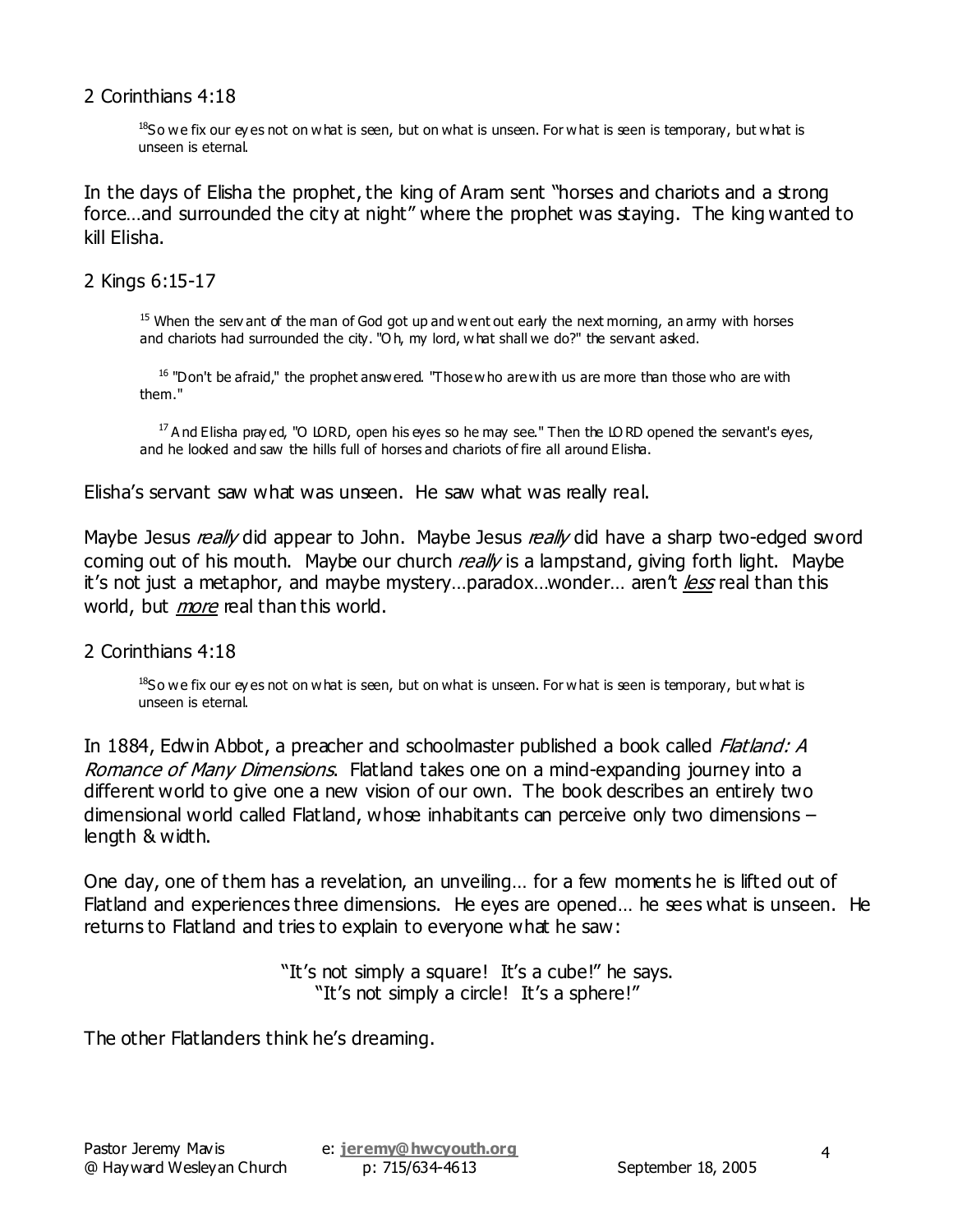2 Corinthians 4:18

> [18]So we fix our eyes not on what is seen, but on what is unseen. For what is seen is temporary, but what is unseen is eternal.

In the days of Elisha the prophet, the king of Aram sent "horses and chariots and a strong force…and surrounded the city at night" where the prophet was staying. The king wanted to kill Elisha.

2 Kings 6:15-17

> [15] When the servant of the man of God got up and went out early the next morning, an army with horses and chariots had surrounded the city. "Oh, my lord, what shall we do?" the servant asked.
>
> [16] "Don't be afraid," the prophet answered. "Those who are with us are more than those who are with them."
>
> [17] And Elisha prayed, "O LORD, open his eyes so he may see." Then the LORD opened the servant's eyes, and he looked and saw the hills full of horses and chariots of fire all around Elisha.

Elisha's servant saw what was unseen. He saw what was really real.

Maybe Jesus *really* did appear to John. Maybe Jesus *really* did have a sharp two-edged sword coming out of his mouth. Maybe our church *really* is a lampstand, giving forth light. Maybe it's not just a metaphor, and maybe mystery…paradox…wonder… aren't *<u>less</u>* real than this world, but *<u>more</u>* real than this world.

2 Corinthians 4:18

> [18]So we fix our eyes not on what is seen, but on what is unseen. For what is seen is temporary, but what is unseen is eternal.

In 1884, Edwin Abbot, a preacher and schoolmaster published a book called *Flatland: A Romance of Many Dimensions*. Flatland takes one on a mind-expanding journey into a different world to give one a new vision of our own. The book describes an entirely two dimensional world called Flatland, whose inhabitants can perceive only two dimensions – length & width.

One day, one of them has a revelation, an unveiling… for a few moments he is lifted out of Flatland and experiences three dimensions. He eyes are opened… he sees what is unseen. He returns to Flatland and tries to explain to everyone what he saw:

"It's not simply a square! It's a cube!" he says.
"It's not simply a circle! It's a sphere!"

The other Flatlanders think he's dreaming.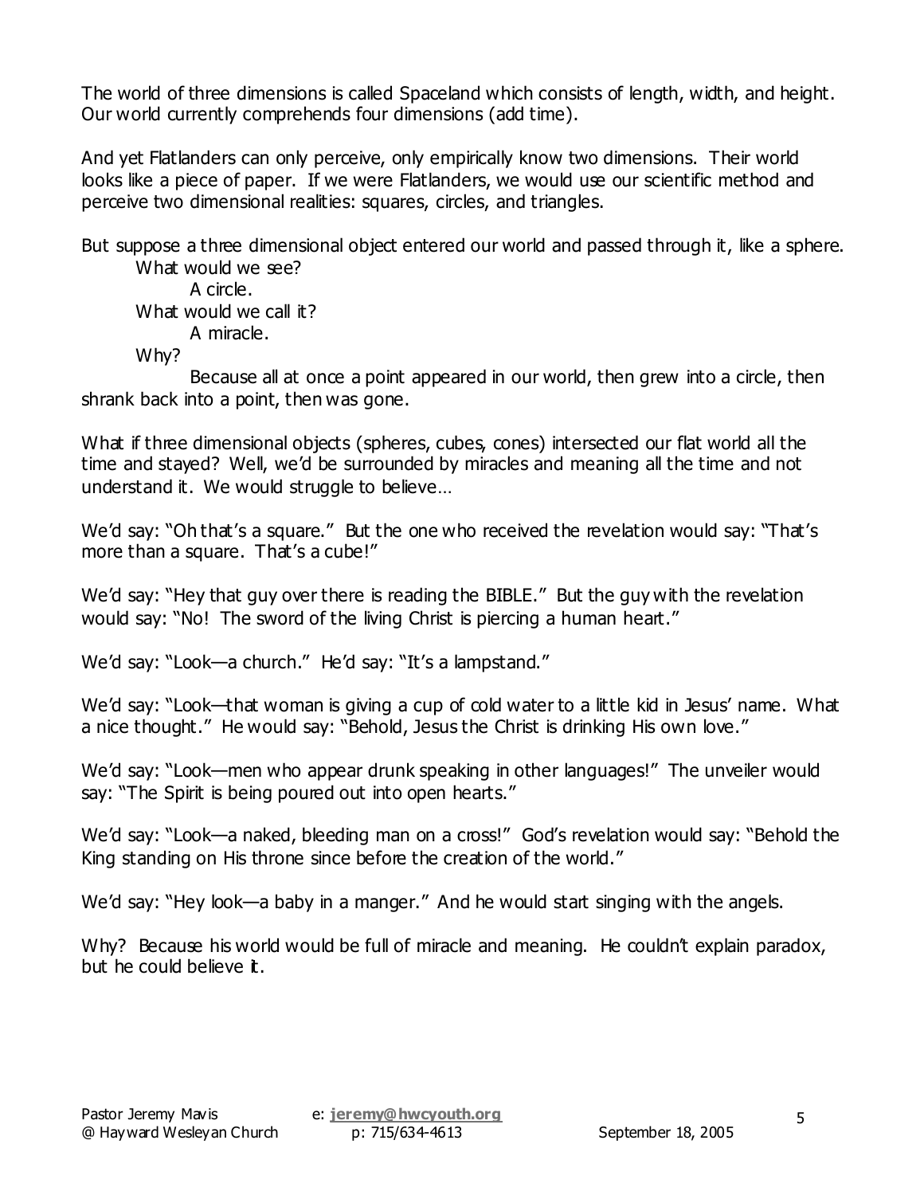The world of three dimensions is called Spaceland which consists of length, width, and height. Our world currently comprehends four dimensions (add time).

And yet Flatlanders can only perceive, only empirically know two dimensions. Their world looks like a piece of paper. If we were Flatlanders, we would use our scientific method and perceive two dimensional realities: squares, circles, and triangles.

But suppose a three dimensional object entered our world and passed through it, like a sphere.

> What would we see?
>
> > A circle.
>
> What would we call it?
>
> > A miracle.
>
> Why?
>
> > Because all at once a point appeared in our world, then grew into a circle, then shrank back into a point, then was gone.

What if three dimensional objects (spheres, cubes, cones) intersected our flat world all the time and stayed? Well, we'd be surrounded by miracles and meaning all the time and not understand it. We would struggle to believe…

We'd say: "Oh that's a square." But the one who received the revelation would say: "That's more than a square. That's a cube!"

We'd say: "Hey that guy over there is reading the BIBLE." But the guy with the revelation would say: "No! The sword of the living Christ is piercing a human heart."

We'd say: "Look—a church." He'd say: "It's a lampstand."

We'd say: "Look—that woman is giving a cup of cold water to a little kid in Jesus' name. What a nice thought." He would say: "Behold, Jesus the Christ is drinking His own love."

We'd say: "Look—men who appear drunk speaking in other languages!" The unveiler would say: "The Spirit is being poured out into open hearts."

We'd say: "Look—a naked, bleeding man on a cross!" God's revelation would say: "Behold the King standing on His throne since before the creation of the world."

We'd say: "Hey look—a baby in a manger." And he would start singing with the angels.

Why? Because his world would be full of miracle and meaning. He couldn't explain paradox, but he could believe it.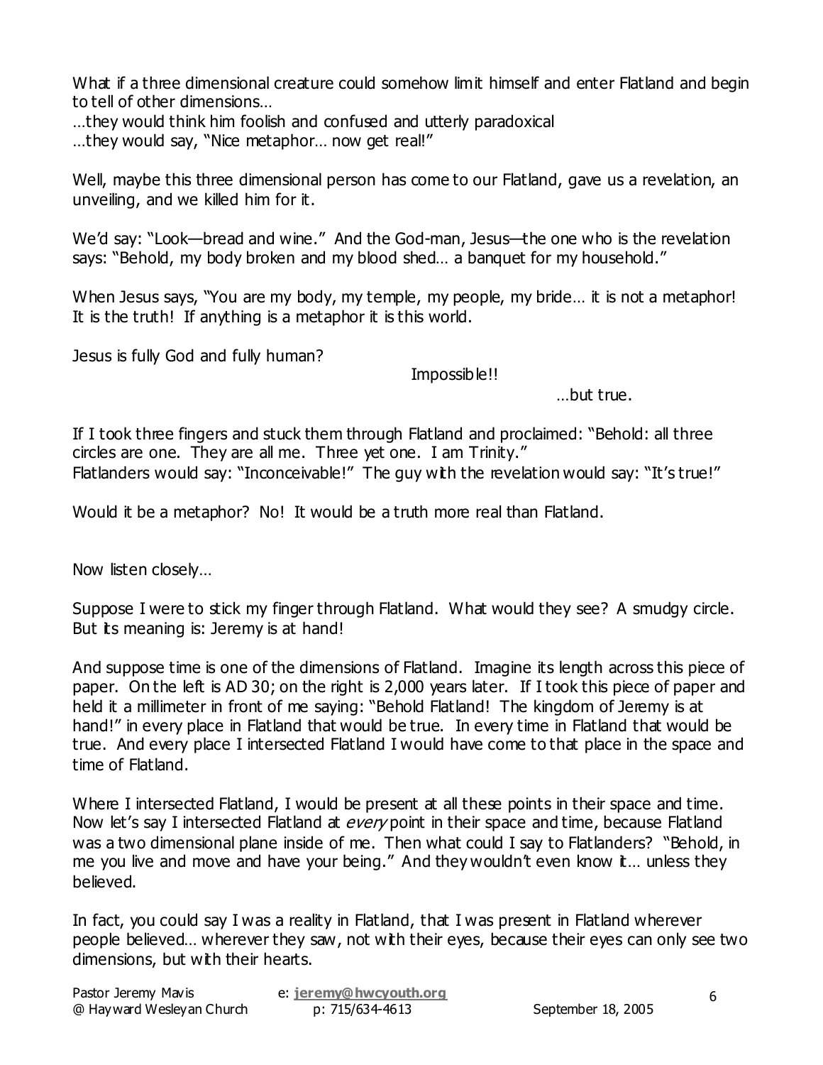What if a three dimensional creature could somehow limit himself and enter Flatland and begin to tell of other dimensions…

…they would think him foolish and confused and utterly paradoxical

…they would say, "Nice metaphor… now get real!"

Well, maybe this three dimensional person has come to our Flatland, gave us a revelation, an unveiling, and we killed him for it.

We'd say: "Look—bread and wine." And the God-man, Jesus—the one who is the revelation says: "Behold, my body broken and my blood shed… a banquet for my household."

When Jesus says, "You are my body, my temple, my people, my bride… it is not a metaphor! It is the truth! If anything is a metaphor it is this world.

Jesus is fully God and fully human?

Impossible!!

…but true.

If I took three fingers and stuck them through Flatland and proclaimed: "Behold: all three circles are one. They are all me. Three yet one. I am Trinity."
Flatlanders would say: "Inconceivable!" The guy with the revelation would say: "It's true!"

Would it be a metaphor? No! It would be a truth more real than Flatland.

Now listen closely…

Suppose I were to stick my finger through Flatland. What would they see? A smudgy circle. But its meaning is: Jeremy is at hand!

And suppose time is one of the dimensions of Flatland. Imagine its length across this piece of paper. On the left is AD 30; on the right is 2,000 years later. If I took this piece of paper and held it a millimeter in front of me saying: "Behold Flatland! The kingdom of Jeremy is at hand!" in every place in Flatland that would be true. In every time in Flatland that would be true. And every place I intersected Flatland I would have come to that place in the space and time of Flatland.

Where I intersected Flatland, I would be present at all these points in their space and time. Now let's say I intersected Flatland at *every* point in their space and time, because Flatland was a two dimensional plane inside of me. Then what could I say to Flatlanders? "Behold, in me you live and move and have your being." And they wouldn't even know it… unless they believed.

In fact, you could say I was a reality in Flatland, that I was present in Flatland wherever people believed… wherever they saw, not with their eyes, because their eyes can only see two dimensions, but with their hearts.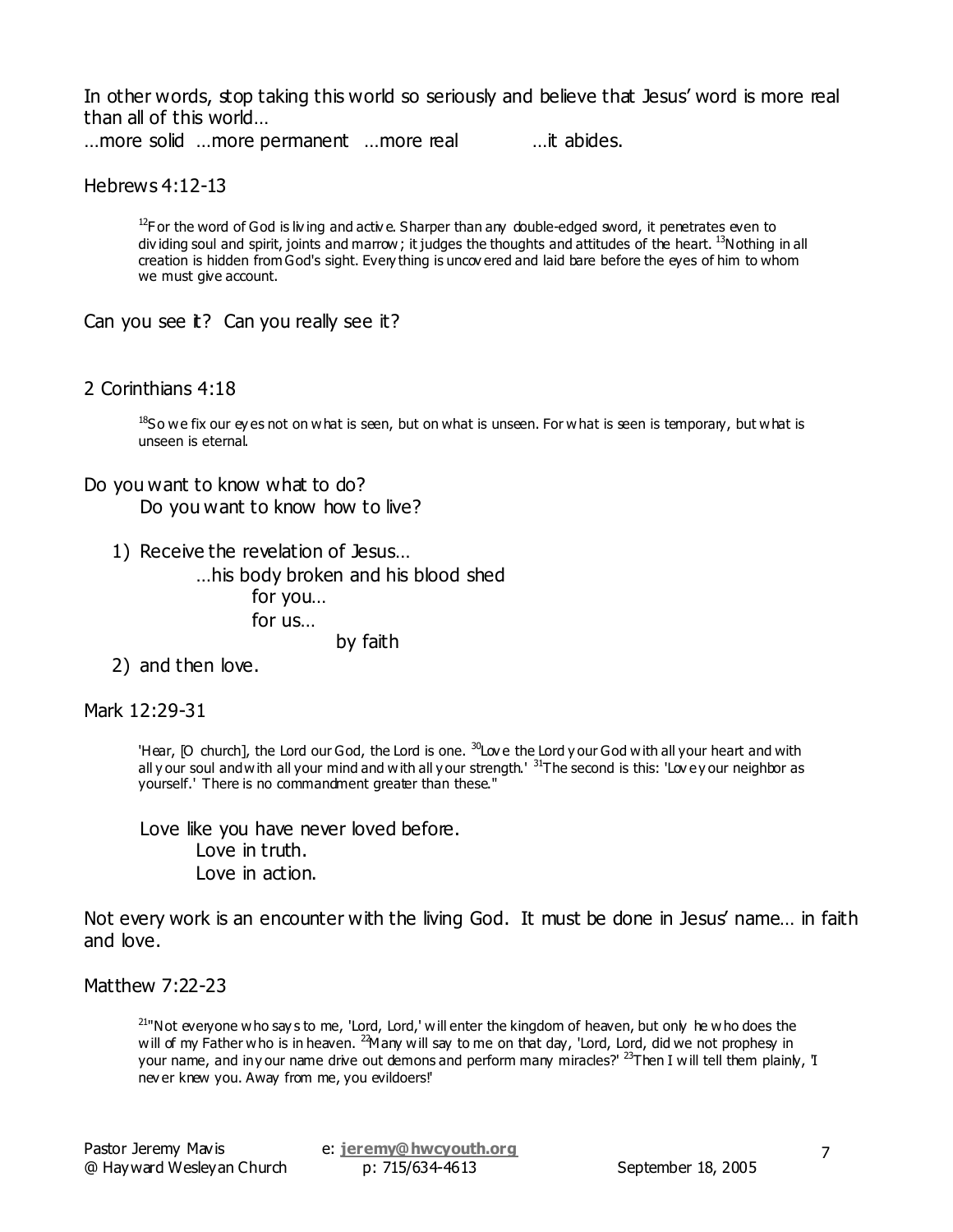In other words, stop taking this world so seriously and believe that Jesus' word is more real than all of this world…

…more solid …more permanent …more real …it abides.

Hebrews 4:12-13

> [12]For the word of God is living and active. Sharper than any double-edged sword, it penetrates even to dividing soul and spirit, joints and marrow; it judges the thoughts and attitudes of the heart. [13]Nothing in all creation is hidden from God's sight. Everything is uncovered and laid bare before the eyes of him to whom we must give account.

Can you see it? Can you really see it?

2 Corinthians 4:18

> [18]So we fix our eyes not on what is seen, but on what is unseen. For what is seen is temporary, but what is unseen is eternal.

Do you want to know what to do?

Do you want to know how to live?

1) Receive the revelation of Jesus…

   …his body broken and his blood shed

   for you…

   for us…

   by faith

2) and then love.

Mark 12:29-31

> 'Hear, [O church], the Lord our God, the Lord is one. [30]Love the Lord your God with all your heart and with all your soul and with all your mind and with all your strength.' [31]The second is this: 'Love your neighbor as yourself.' There is no commandment greater than these."

Love like you have never loved before.

Love in truth.

Love in action.

Not every work is an encounter with the living God. It must be done in Jesus' name… in faith and love.

Matthew 7:22-23

> [21]"Not everyone who says to me, 'Lord, Lord,' will enter the kingdom of heaven, but only he who does the will of my Father who is in heaven. [22]Many will say to me on that day, 'Lord, Lord, did we not prophesy in your name, and in your name drive out demons and perform many miracles?' [23]Then I will tell them plainly, 'I never knew you. Away from me, you evildoers!'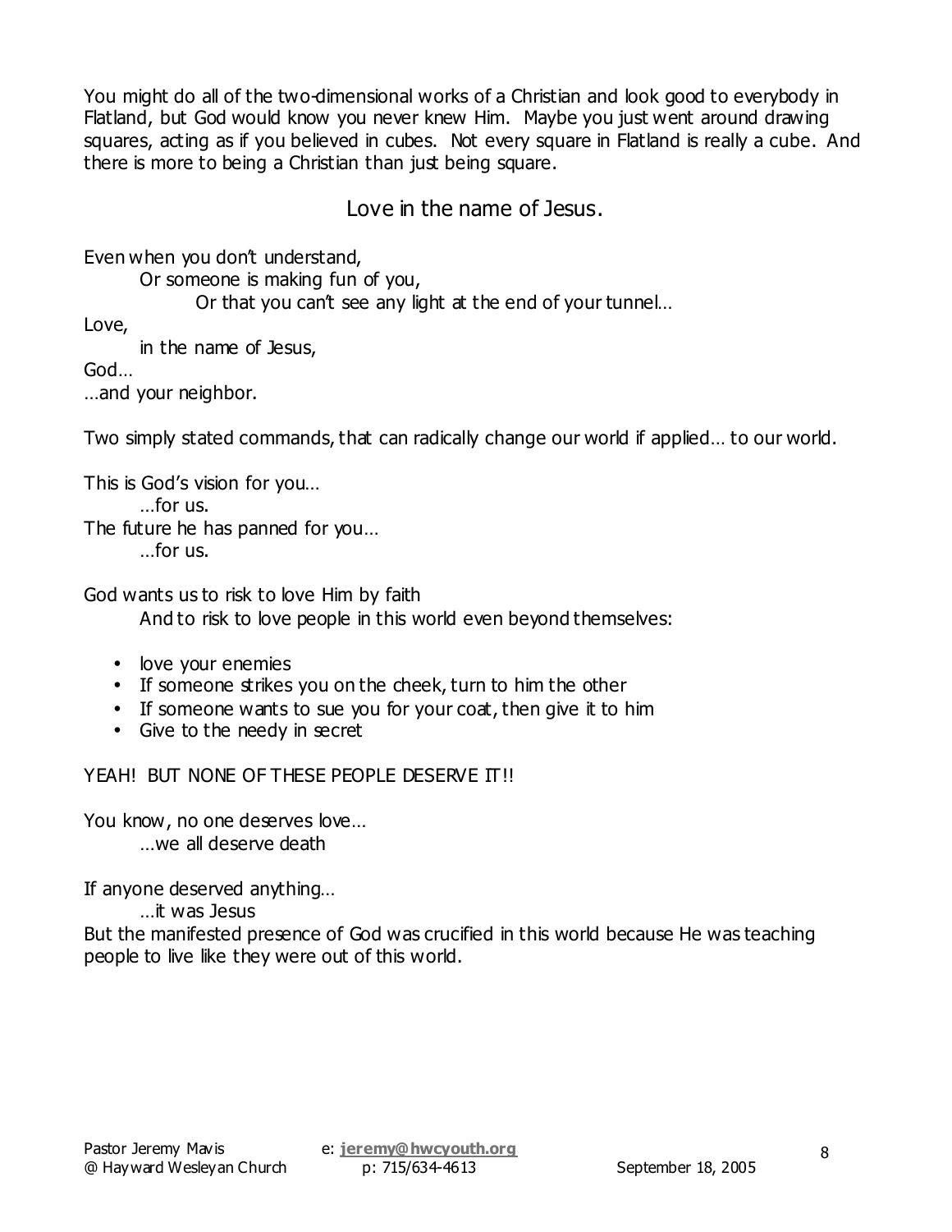You might do all of the two-dimensional works of a Christian and look good to everybody in Flatland, but God would know you never knew Him. Maybe you just went around drawing squares, acting as if you believed in cubes. Not every square in Flatland is really a cube. And there is more to being a Christian than just being square.

## Love in the name of Jesus.

Even when you don't understand,
Or someone is making fun of you,
Or that you can't see any light at the end of your tunnel…

Love,
in the name of Jesus,
God…
…and your neighbor.

Two simply stated commands, that can radically change our world if applied… to our world.

This is God's vision for you…
…for us.
The future he has panned for you…
…for us.

God wants us to risk to love Him by faith
And to risk to love people in this world even beyond themselves:

- love your enemies
- If someone strikes you on the cheek, turn to him the other
- If someone wants to sue you for your coat, then give it to him
- Give to the needy in secret

YEAH! BUT NONE OF THESE PEOPLE DESERVE IT!!

You know, no one deserves love…
…we all deserve death

If anyone deserved anything…
…it was Jesus
But the manifested presence of God was crucified in this world because He was teaching people to live like they were out of this world.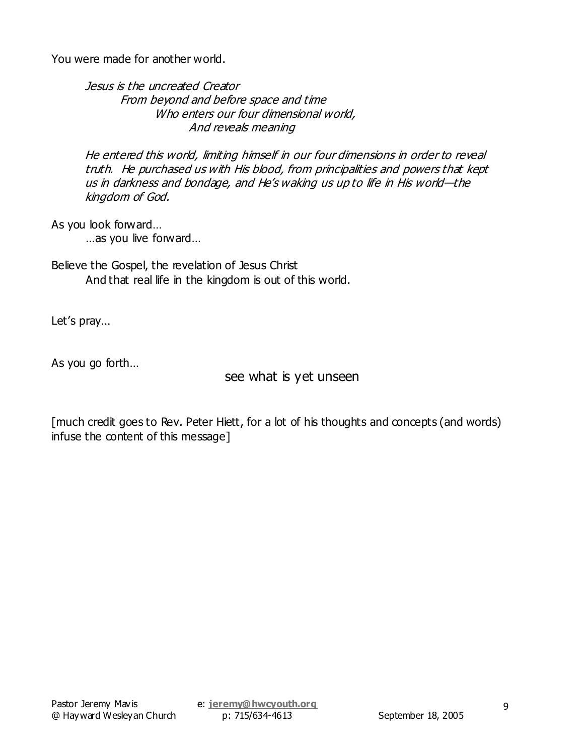You were made for another world.

*Jesus is the uncreated Creator*
*From beyond and before space and time*
*Who enters our four dimensional world,*
*And reveals meaning*

*He entered this world, limiting himself in our four dimensions in order to reveal truth. He purchased us with His blood, from principalities and powers that kept us in darkness and bondage, and He's waking us up to life in His world—the kingdom of God.*

As you look forward…
…as you live forward…

Believe the Gospel, the revelation of Jesus Christ
And that real life in the kingdom is out of this world.

Let's pray…

As you go forth…

see what is yet unseen

[much credit goes to Rev. Peter Hiett, for a lot of his thoughts and concepts (and words) infuse the content of this message]